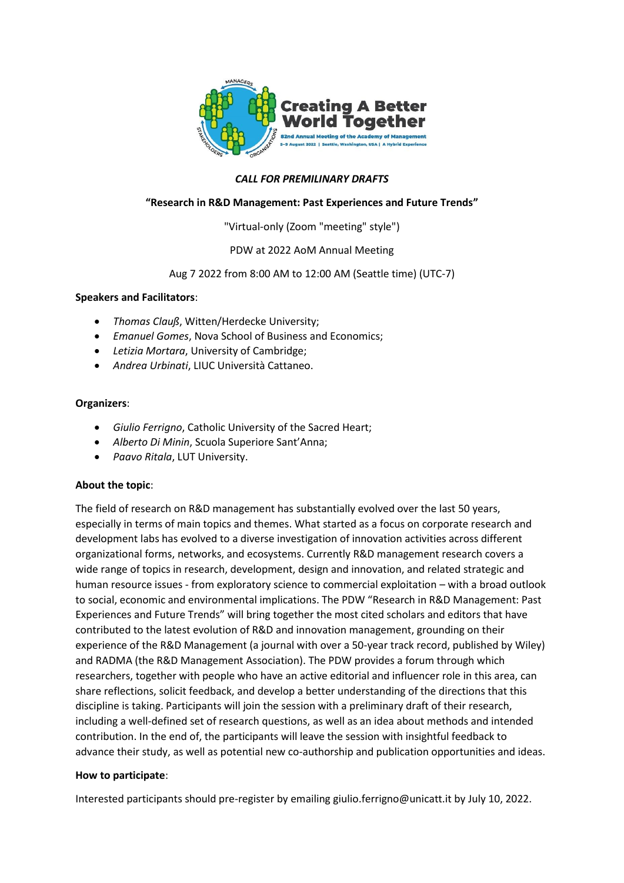*CALL FOR PREMILINARY DRAFTS*

**"Research in R&D Management: Past Experiences and Future Trends"**

"Virtual-only (Zoom "meeting" style")

PDW at 2022 AoM Annual Meeting

Aug 7 2022 from 8:00 AM to 12:00 AM (Seattle time) (UTC-7)

**Speakers and Facilitators**:

- *Thomas Clauß*, Witten/Herdecke University;
- *Emanuel Gomes*, Nova School of Business and Economics;
- *Letizia Mortara*, University of Cambridge;
- *Andrea Urbinati*, LIUC Università Cattaneo.

**Organizers**:

- *Giulio Ferrigno*, Catholic University of the Sacred Heart;
- *Alberto Di Minin*, Scuola Superiore Sant'Anna;
- *Paavo Ritala*, LUT University.

**About the topic**:

The field of research on R&D management has substantially evolved over the last 50 years, especially in terms of main topics and themes. What started as a focus on corporate research and development labs has evolved to a diverse investigation of innovation activities across different organizational forms, networks, and ecosystems. Currently R&D management research covers a wide range of topics in research, development, design and innovation, and related strategic and human resource issues - from exploratory science to commercial exploitation – with a broad outlook to social, economic and environmental implications. The PDW "Research in R&D Management: Past Experiences and Future Trends" will bring together the most cited scholars and editors that have contributed to the latest evolution of R&D and innovation management, grounding on their experience of the R&D Management (a journal with over a 50-year track record, published by Wiley) and RADMA (the R&D Management Association). The PDW provides a forum through which researchers, together with people who have an active editorial and influencer role in this area, can share reflections, solicit feedback, and develop a better understanding of the directions that this discipline is taking. Participants will join the session with a preliminary draft of their research, including a well-defined set of research questions, as well as an idea about methods and intended contribution. In the end of, the participants will leave the session with insightful feedback to advance their study, as well as potential new co-authorship and publication opportunities and ideas.

**How to participate**:

Interested participants should pre-register by emailing giulio.ferrigno@unicatt.it by July 10, 2022.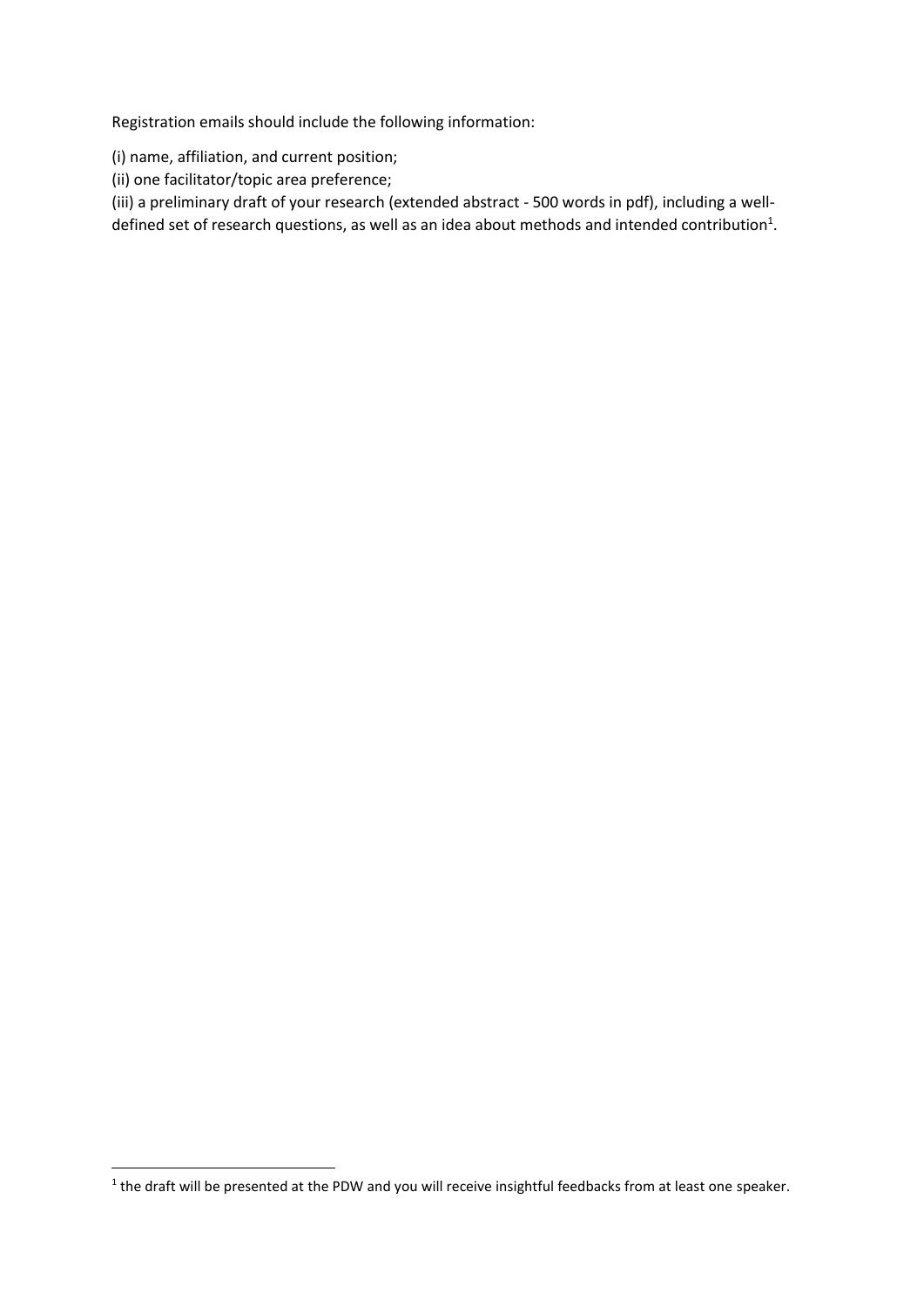Registration emails should include the following information:

(i) name, affiliation, and current position;

(ii) one facilitator/topic area preference;

(iii) a preliminary draft of your research (extended abstract - 500 words in pdf), including a well-defined set of research questions, as well as an idea about methods and intended contribution[1].

[1] the draft will be presented at the PDW and you will receive insightful feedbacks from at least one speaker.